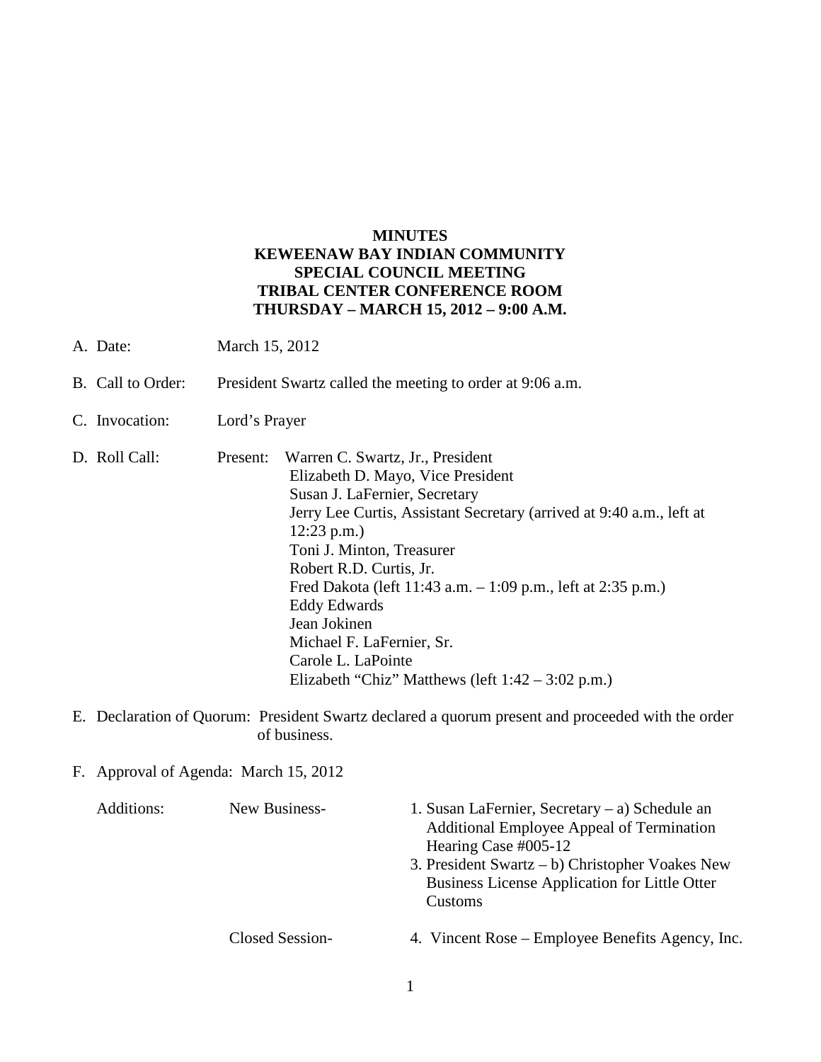**MINUTES**
**KEWEENAW BAY INDIAN COMMUNITY**
**SPECIAL COUNCIL MEETING**
**TRIBAL CENTER CONFERENCE ROOM**
**THURSDAY – MARCH 15, 2012 – 9:00 A.M.**

A. Date: March 15, 2012

B. Call to Order: President Swartz called the meeting to order at 9:06 a.m.

C. Invocation: Lord's Prayer

D. Roll Call: Present:
   - Warren C. Swartz, Jr., President
   - Elizabeth D. Mayo, Vice President
   - Susan J. LaFernier, Secretary
   - Jerry Lee Curtis, Assistant Secretary (arrived at 9:40 a.m., left at 12:23 p.m.)
   - Toni J. Minton, Treasurer
   - Robert R.D. Curtis, Jr.
   - Fred Dakota (left 11:43 a.m. – 1:09 p.m., left at 2:35 p.m.)
   - Eddy Edwards
   - Jean Jokinen
   - Michael F. LaFernier, Sr.
   - Carole L. LaPointe
   - Elizabeth "Chiz" Matthews (left 1:42 – 3:02 p.m.)

E. Declaration of Quorum: President Swartz declared a quorum present and proceeded with the order of business.

F. Approval of Agenda: March 15, 2012

Additions:

New Business-
1. Susan LaFernier, Secretary – a) Schedule an Additional Employee Appeal of Termination Hearing Case #005-12
3. President Swartz – b) Christopher Voakes New Business License Application for Little Otter Customs

Closed Session-
4. Vincent Rose – Employee Benefits Agency, Inc.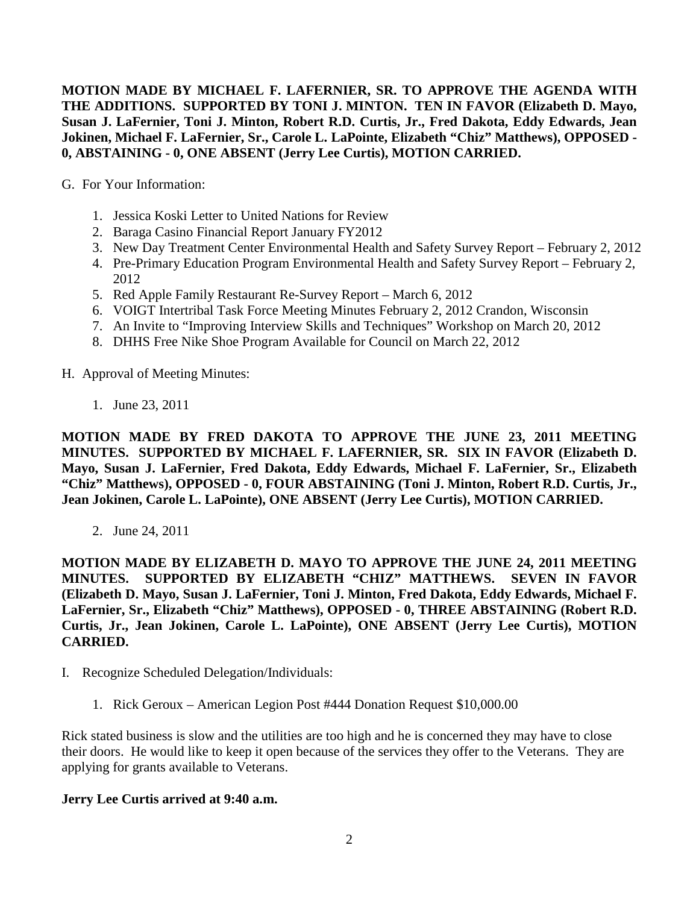**MOTION MADE BY MICHAEL F. LAFERNIER, SR. TO APPROVE THE AGENDA WITH THE ADDITIONS. SUPPORTED BY TONI J. MINTON. TEN IN FAVOR (Elizabeth D. Mayo, Susan J. LaFernier, Toni J. Minton, Robert R.D. Curtis, Jr., Fred Dakota, Eddy Edwards, Jean Jokinen, Michael F. LaFernier, Sr., Carole L. LaPointe, Elizabeth "Chiz" Matthews), OPPOSED - 0, ABSTAINING - 0, ONE ABSENT (Jerry Lee Curtis), MOTION CARRIED.**

G. For Your Information:

1. Jessica Koski Letter to United Nations for Review
2. Baraga Casino Financial Report January FY2012
3. New Day Treatment Center Environmental Health and Safety Survey Report – February 2, 2012
4. Pre-Primary Education Program Environmental Health and Safety Survey Report – February 2, 2012
5. Red Apple Family Restaurant Re-Survey Report – March 6, 2012
6. VOIGT Intertribal Task Force Meeting Minutes February 2, 2012 Crandon, Wisconsin
7. An Invite to "Improving Interview Skills and Techniques" Workshop on March 20, 2012
8. DHHS Free Nike Shoe Program Available for Council on March 22, 2012

H. Approval of Meeting Minutes:

1. June 23, 2011

**MOTION MADE BY FRED DAKOTA TO APPROVE THE JUNE 23, 2011 MEETING MINUTES. SUPPORTED BY MICHAEL F. LAFERNIER, SR. SIX IN FAVOR (Elizabeth D. Mayo, Susan J. LaFernier, Fred Dakota, Eddy Edwards, Michael F. LaFernier, Sr., Elizabeth "Chiz" Matthews), OPPOSED - 0, FOUR ABSTAINING (Toni J. Minton, Robert R.D. Curtis, Jr., Jean Jokinen, Carole L. LaPointe), ONE ABSENT (Jerry Lee Curtis), MOTION CARRIED.**

2. June 24, 2011

**MOTION MADE BY ELIZABETH D. MAYO TO APPROVE THE JUNE 24, 2011 MEETING MINUTES. SUPPORTED BY ELIZABETH "CHIZ" MATTHEWS. SEVEN IN FAVOR (Elizabeth D. Mayo, Susan J. LaFernier, Toni J. Minton, Fred Dakota, Eddy Edwards, Michael F. LaFernier, Sr., Elizabeth "Chiz" Matthews), OPPOSED - 0, THREE ABSTAINING (Robert R.D. Curtis, Jr., Jean Jokinen, Carole L. LaPointe), ONE ABSENT (Jerry Lee Curtis), MOTION CARRIED.**

I. Recognize Scheduled Delegation/Individuals:

1. Rick Geroux – American Legion Post #444 Donation Request $10,000.00

Rick stated business is slow and the utilities are too high and he is concerned they may have to close their doors. He would like to keep it open because of the services they offer to the Veterans. They are applying for grants available to Veterans.

**Jerry Lee Curtis arrived at 9:40 a.m.**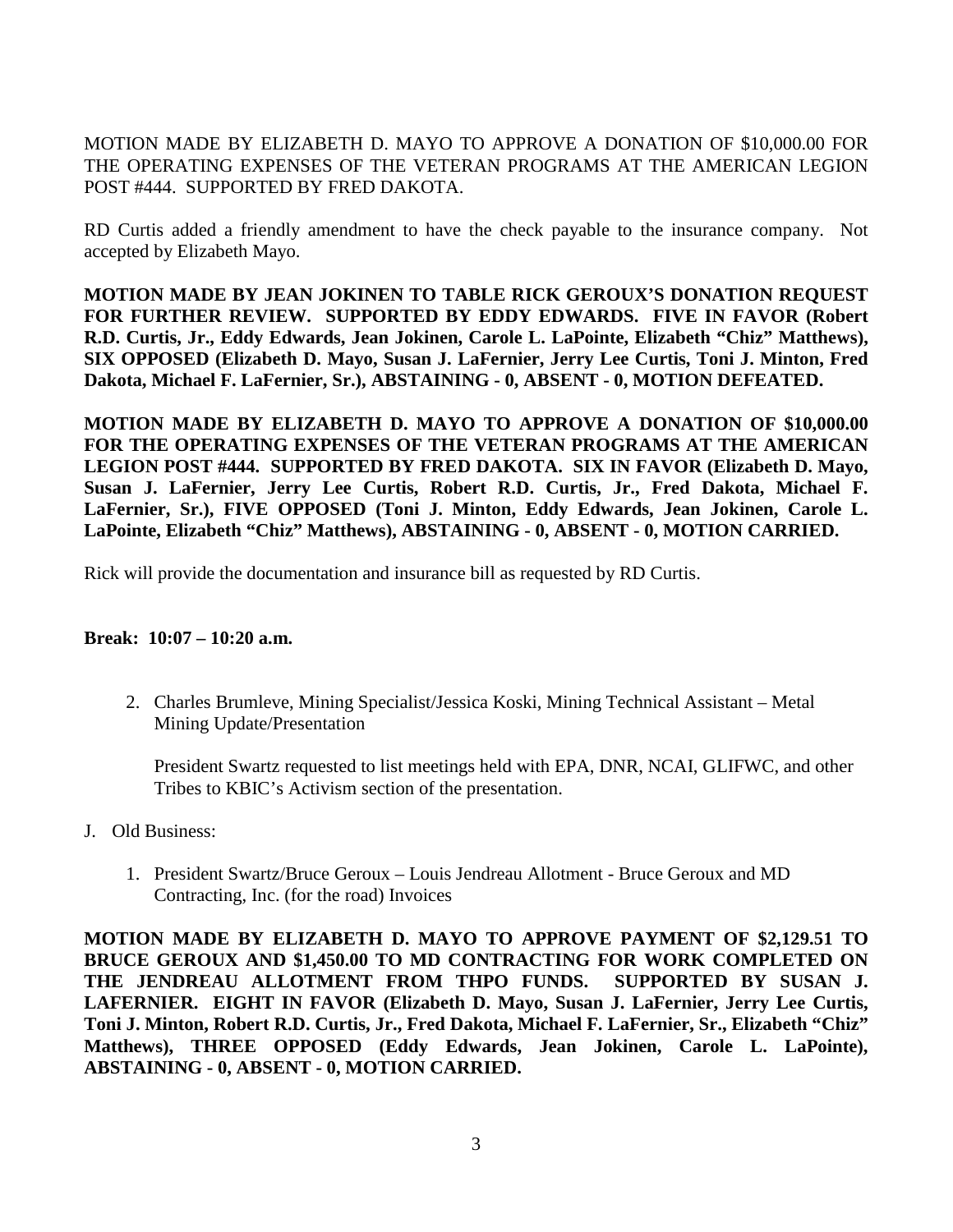MOTION MADE BY ELIZABETH D. MAYO TO APPROVE A DONATION OF $10,000.00 FOR THE OPERATING EXPENSES OF THE VETERAN PROGRAMS AT THE AMERICAN LEGION POST #444. SUPPORTED BY FRED DAKOTA.

RD Curtis added a friendly amendment to have the check payable to the insurance company. Not accepted by Elizabeth Mayo.

**MOTION MADE BY JEAN JOKINEN TO TABLE RICK GEROUX'S DONATION REQUEST FOR FURTHER REVIEW. SUPPORTED BY EDDY EDWARDS. FIVE IN FAVOR (Robert R.D. Curtis, Jr., Eddy Edwards, Jean Jokinen, Carole L. LaPointe, Elizabeth "Chiz" Matthews), SIX OPPOSED (Elizabeth D. Mayo, Susan J. LaFernier, Jerry Lee Curtis, Toni J. Minton, Fred Dakota, Michael F. LaFernier, Sr.), ABSTAINING - 0, ABSENT - 0, MOTION DEFEATED.**

**MOTION MADE BY ELIZABETH D. MAYO TO APPROVE A DONATION OF $10,000.00 FOR THE OPERATING EXPENSES OF THE VETERAN PROGRAMS AT THE AMERICAN LEGION POST #444. SUPPORTED BY FRED DAKOTA. SIX IN FAVOR (Elizabeth D. Mayo, Susan J. LaFernier, Jerry Lee Curtis, Robert R.D. Curtis, Jr., Fred Dakota, Michael F. LaFernier, Sr.), FIVE OPPOSED (Toni J. Minton, Eddy Edwards, Jean Jokinen, Carole L. LaPointe, Elizabeth "Chiz" Matthews), ABSTAINING - 0, ABSENT - 0, MOTION CARRIED.**

Rick will provide the documentation and insurance bill as requested by RD Curtis.

**Break: 10:07 – 10:20 a.m.**

2. Charles Brumleve, Mining Specialist/Jessica Koski, Mining Technical Assistant – Metal Mining Update/Presentation

   President Swartz requested to list meetings held with EPA, DNR, NCAI, GLIFWC, and other Tribes to KBIC's Activism section of the presentation.

J. Old Business:

1. President Swartz/Bruce Geroux – Louis Jendreau Allotment - Bruce Geroux and MD Contracting, Inc. (for the road) Invoices

**MOTION MADE BY ELIZABETH D. MAYO TO APPROVE PAYMENT OF $2,129.51 TO BRUCE GEROUX AND $1,450.00 TO MD CONTRACTING FOR WORK COMPLETED ON THE JENDREAU ALLOTMENT FROM THPO FUNDS. SUPPORTED BY SUSAN J. LAFERNIER. EIGHT IN FAVOR (Elizabeth D. Mayo, Susan J. LaFernier, Jerry Lee Curtis, Toni J. Minton, Robert R.D. Curtis, Jr., Fred Dakota, Michael F. LaFernier, Sr., Elizabeth "Chiz" Matthews), THREE OPPOSED (Eddy Edwards, Jean Jokinen, Carole L. LaPointe), ABSTAINING - 0, ABSENT - 0, MOTION CARRIED.**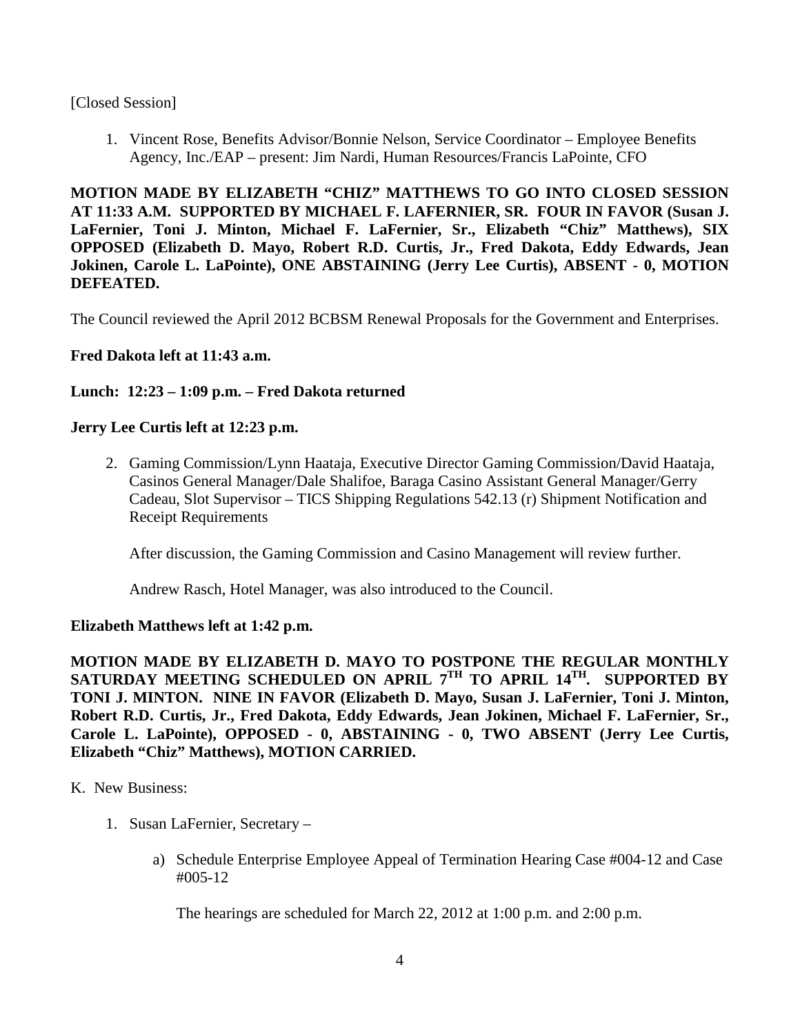[Closed Session]

1. Vincent Rose, Benefits Advisor/Bonnie Nelson, Service Coordinator – Employee Benefits Agency, Inc./EAP – present: Jim Nardi, Human Resources/Francis LaPointe, CFO

**MOTION MADE BY ELIZABETH "CHIZ" MATTHEWS TO GO INTO CLOSED SESSION AT 11:33 A.M. SUPPORTED BY MICHAEL F. LAFERNIER, SR. FOUR IN FAVOR (Susan J. LaFernier, Toni J. Minton, Michael F. LaFernier, Sr., Elizabeth "Chiz" Matthews), SIX OPPOSED (Elizabeth D. Mayo, Robert R.D. Curtis, Jr., Fred Dakota, Eddy Edwards, Jean Jokinen, Carole L. LaPointe), ONE ABSTAINING (Jerry Lee Curtis), ABSENT - 0, MOTION DEFEATED.**

The Council reviewed the April 2012 BCBSM Renewal Proposals for the Government and Enterprises.

**Fred Dakota left at 11:43 a.m.**

**Lunch: 12:23 – 1:09 p.m. – Fred Dakota returned**

**Jerry Lee Curtis left at 12:23 p.m.**

2. Gaming Commission/Lynn Haataja, Executive Director Gaming Commission/David Haataja, Casinos General Manager/Dale Shalifoe, Baraga Casino Assistant General Manager/Gerry Cadeau, Slot Supervisor – TICS Shipping Regulations 542.13 (r) Shipment Notification and Receipt Requirements

   After discussion, the Gaming Commission and Casino Management will review further.

   Andrew Rasch, Hotel Manager, was also introduced to the Council.

**Elizabeth Matthews left at 1:42 p.m.**

**MOTION MADE BY ELIZABETH D. MAYO TO POSTPONE THE REGULAR MONTHLY SATURDAY MEETING SCHEDULED ON APRIL 7TH TO APRIL 14TH. SUPPORTED BY TONI J. MINTON. NINE IN FAVOR (Elizabeth D. Mayo, Susan J. LaFernier, Toni J. Minton, Robert R.D. Curtis, Jr., Fred Dakota, Eddy Edwards, Jean Jokinen, Michael F. LaFernier, Sr., Carole L. LaPointe), OPPOSED - 0, ABSTAINING - 0, TWO ABSENT (Jerry Lee Curtis, Elizabeth "Chiz" Matthews), MOTION CARRIED.**

K. New Business:

1. Susan LaFernier, Secretary –

   a) Schedule Enterprise Employee Appeal of Termination Hearing Case #004-12 and Case #005-12

      The hearings are scheduled for March 22, 2012 at 1:00 p.m. and 2:00 p.m.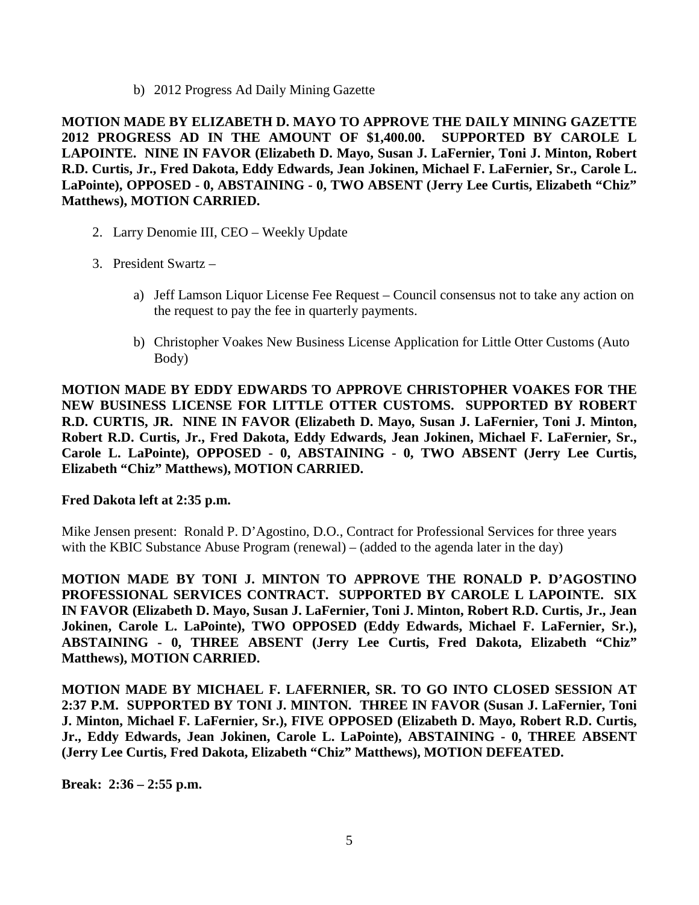b) 2012 Progress Ad Daily Mining Gazette

**MOTION MADE BY ELIZABETH D. MAYO TO APPROVE THE DAILY MINING GAZETTE 2012 PROGRESS AD IN THE AMOUNT OF $1,400.00. SUPPORTED BY CAROLE L LAPOINTE. NINE IN FAVOR (Elizabeth D. Mayo, Susan J. LaFernier, Toni J. Minton, Robert R.D. Curtis, Jr., Fred Dakota, Eddy Edwards, Jean Jokinen, Michael F. LaFernier, Sr., Carole L. LaPointe), OPPOSED - 0, ABSTAINING - 0, TWO ABSENT (Jerry Lee Curtis, Elizabeth "Chiz" Matthews), MOTION CARRIED.**

2. Larry Denomie III, CEO – Weekly Update

3. President Swartz –

   a) Jeff Lamson Liquor License Fee Request – Council consensus not to take any action on the request to pay the fee in quarterly payments.

   b) Christopher Voakes New Business License Application for Little Otter Customs (Auto Body)

**MOTION MADE BY EDDY EDWARDS TO APPROVE CHRISTOPHER VOAKES FOR THE NEW BUSINESS LICENSE FOR LITTLE OTTER CUSTOMS. SUPPORTED BY ROBERT R.D. CURTIS, JR. NINE IN FAVOR (Elizabeth D. Mayo, Susan J. LaFernier, Toni J. Minton, Robert R.D. Curtis, Jr., Fred Dakota, Eddy Edwards, Jean Jokinen, Michael F. LaFernier, Sr., Carole L. LaPointe), OPPOSED - 0, ABSTAINING - 0, TWO ABSENT (Jerry Lee Curtis, Elizabeth "Chiz" Matthews), MOTION CARRIED.**

**Fred Dakota left at 2:35 p.m.**

Mike Jensen present: Ronald P. D'Agostino, D.O., Contract for Professional Services for three years with the KBIC Substance Abuse Program (renewal) – (added to the agenda later in the day)

**MOTION MADE BY TONI J. MINTON TO APPROVE THE RONALD P. D'AGOSTINO PROFESSIONAL SERVICES CONTRACT. SUPPORTED BY CAROLE L LAPOINTE. SIX IN FAVOR (Elizabeth D. Mayo, Susan J. LaFernier, Toni J. Minton, Robert R.D. Curtis, Jr., Jean Jokinen, Carole L. LaPointe), TWO OPPOSED (Eddy Edwards, Michael F. LaFernier, Sr.), ABSTAINING - 0, THREE ABSENT (Jerry Lee Curtis, Fred Dakota, Elizabeth "Chiz" Matthews), MOTION CARRIED.**

**MOTION MADE BY MICHAEL F. LAFERNIER, SR. TO GO INTO CLOSED SESSION AT 2:37 P.M. SUPPORTED BY TONI J. MINTON. THREE IN FAVOR (Susan J. LaFernier, Toni J. Minton, Michael F. LaFernier, Sr.), FIVE OPPOSED (Elizabeth D. Mayo, Robert R.D. Curtis, Jr., Eddy Edwards, Jean Jokinen, Carole L. LaPointe), ABSTAINING - 0, THREE ABSENT (Jerry Lee Curtis, Fred Dakota, Elizabeth "Chiz" Matthews), MOTION DEFEATED.**

**Break: 2:36 – 2:55 p.m.**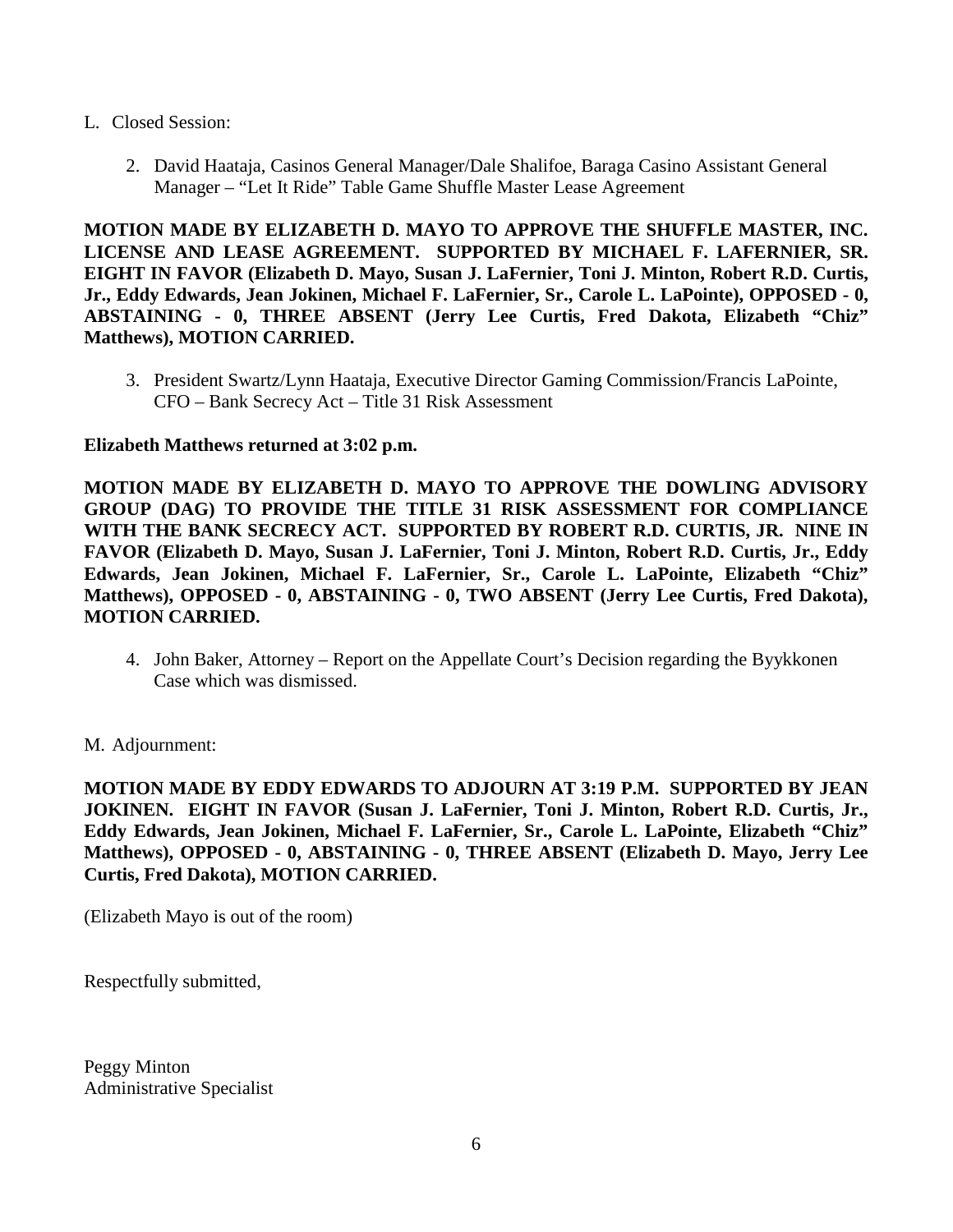L. Closed Session:

2. David Haataja, Casinos General Manager/Dale Shalifoe, Baraga Casino Assistant General Manager – "Let It Ride" Table Game Shuffle Master Lease Agreement

**MOTION MADE BY ELIZABETH D. MAYO TO APPROVE THE SHUFFLE MASTER, INC. LICENSE AND LEASE AGREEMENT. SUPPORTED BY MICHAEL F. LAFERNIER, SR. EIGHT IN FAVOR (Elizabeth D. Mayo, Susan J. LaFernier, Toni J. Minton, Robert R.D. Curtis, Jr., Eddy Edwards, Jean Jokinen, Michael F. LaFernier, Sr., Carole L. LaPointe), OPPOSED - 0, ABSTAINING - 0, THREE ABSENT (Jerry Lee Curtis, Fred Dakota, Elizabeth "Chiz" Matthews), MOTION CARRIED.**

3. President Swartz/Lynn Haataja, Executive Director Gaming Commission/Francis LaPointe, CFO – Bank Secrecy Act – Title 31 Risk Assessment

**Elizabeth Matthews returned at 3:02 p.m.**

**MOTION MADE BY ELIZABETH D. MAYO TO APPROVE THE DOWLING ADVISORY GROUP (DAG) TO PROVIDE THE TITLE 31 RISK ASSESSMENT FOR COMPLIANCE WITH THE BANK SECRECY ACT. SUPPORTED BY ROBERT R.D. CURTIS, JR. NINE IN FAVOR (Elizabeth D. Mayo, Susan J. LaFernier, Toni J. Minton, Robert R.D. Curtis, Jr., Eddy Edwards, Jean Jokinen, Michael F. LaFernier, Sr., Carole L. LaPointe, Elizabeth "Chiz" Matthews), OPPOSED - 0, ABSTAINING - 0, TWO ABSENT (Jerry Lee Curtis, Fred Dakota), MOTION CARRIED.**

4. John Baker, Attorney – Report on the Appellate Court's Decision regarding the Byykkonen Case which was dismissed.

M. Adjournment:

**MOTION MADE BY EDDY EDWARDS TO ADJOURN AT 3:19 P.M. SUPPORTED BY JEAN JOKINEN. EIGHT IN FAVOR (Susan J. LaFernier, Toni J. Minton, Robert R.D. Curtis, Jr., Eddy Edwards, Jean Jokinen, Michael F. LaFernier, Sr., Carole L. LaPointe, Elizabeth "Chiz" Matthews), OPPOSED - 0, ABSTAINING - 0, THREE ABSENT (Elizabeth D. Mayo, Jerry Lee Curtis, Fred Dakota), MOTION CARRIED.**

(Elizabeth Mayo is out of the room)

Respectfully submitted,

Peggy Minton
Administrative Specialist